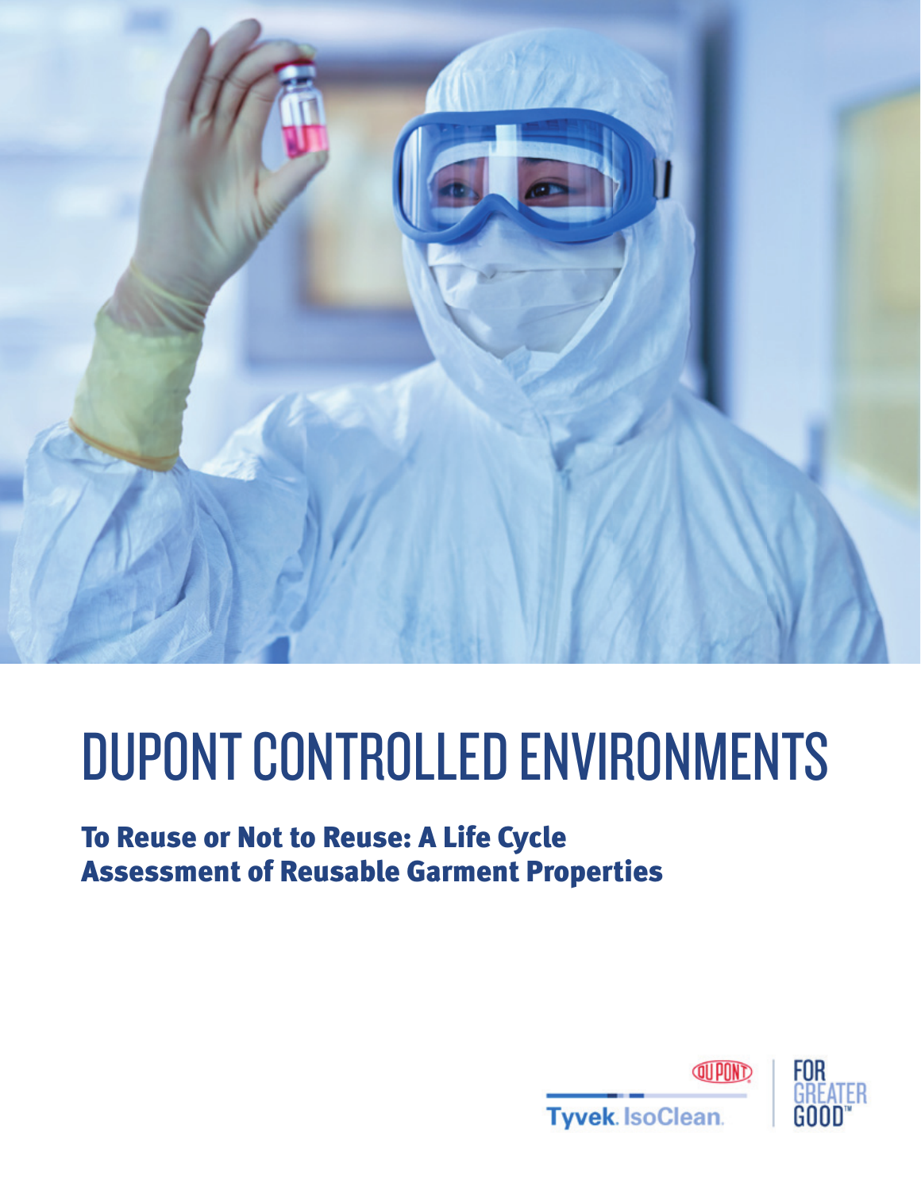# DUPONT CONTROLLED ENVIRONMENTS

## To Reuse or Not to Reuse: A Life Cycle Assessment of Reusable Garment Properties

DUPONT

Tyvek. IsoClean.

FOR GREATER GOOD™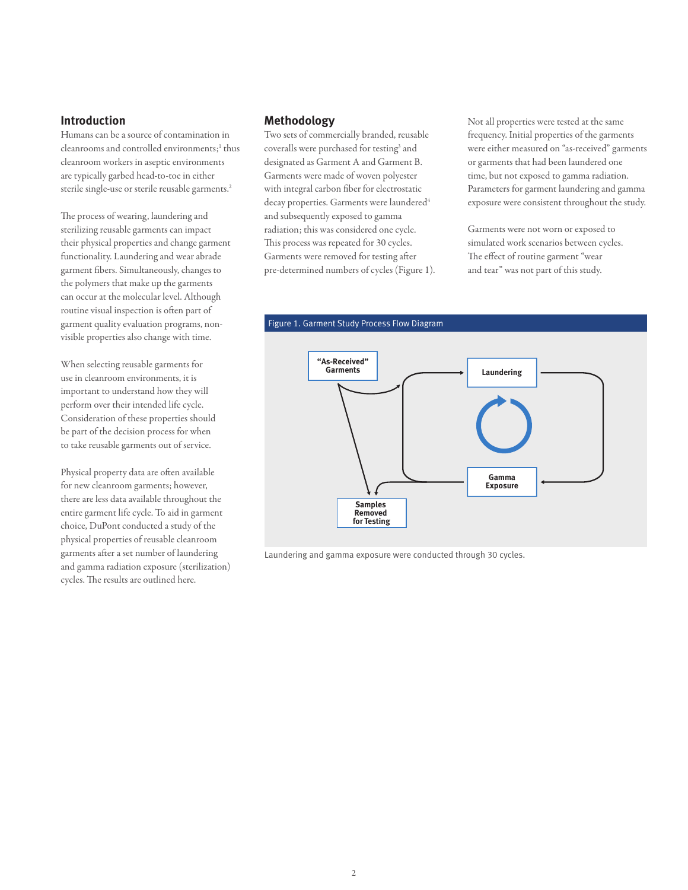## Introduction

Humans can be a source of contamination in cleanrooms and controlled environments;[1] thus cleanroom workers in aseptic environments are typically garbed head-to-toe in either sterile single-use or sterile reusable garments.[2]

The process of wearing, laundering and sterilizing reusable garments can impact their physical properties and change garment functionality. Laundering and wear abrade garment fibers. Simultaneously, changes to the polymers that make up the garments can occur at the molecular level. Although routine visual inspection is often part of garment quality evaluation programs, non-visible properties also change with time.

When selecting reusable garments for use in cleanroom environments, it is important to understand how they will perform over their intended life cycle. Consideration of these properties should be part of the decision process for when to take reusable garments out of service.

Physical property data are often available for new cleanroom garments; however, there are less data available throughout the entire garment life cycle. To aid in garment choice, DuPont conducted a study of the physical properties of reusable cleanroom garments after a set number of laundering and gamma radiation exposure (sterilization) cycles. The results are outlined here.

## Methodology

Two sets of commercially branded, reusable coveralls were purchased for testing[3] and designated as Garment A and Garment B. Garments were made of woven polyester with integral carbon fiber for electrostatic decay properties. Garments were laundered[4] and subsequently exposed to gamma radiation; this was considered one cycle. This process was repeated for 30 cycles. Garments were removed for testing after pre-determined numbers of cycles (Figure 1).

Not all properties were tested at the same frequency. Initial properties of the garments were either measured on "as-received" garments or garments that had been laundered one time, but not exposed to gamma radiation. Parameters for garment laundering and gamma exposure were consistent throughout the study.

Garments were not worn or exposed to simulated work scenarios between cycles. The effect of routine garment "wear and tear" was not part of this study.

**Figure 1. Garment Study Process Flow Diagram**

"As-Received" Garments → Laundering → Gamma Exposure → Samples Removed for Testing

Laundering and gamma exposure were conducted through 30 cycles.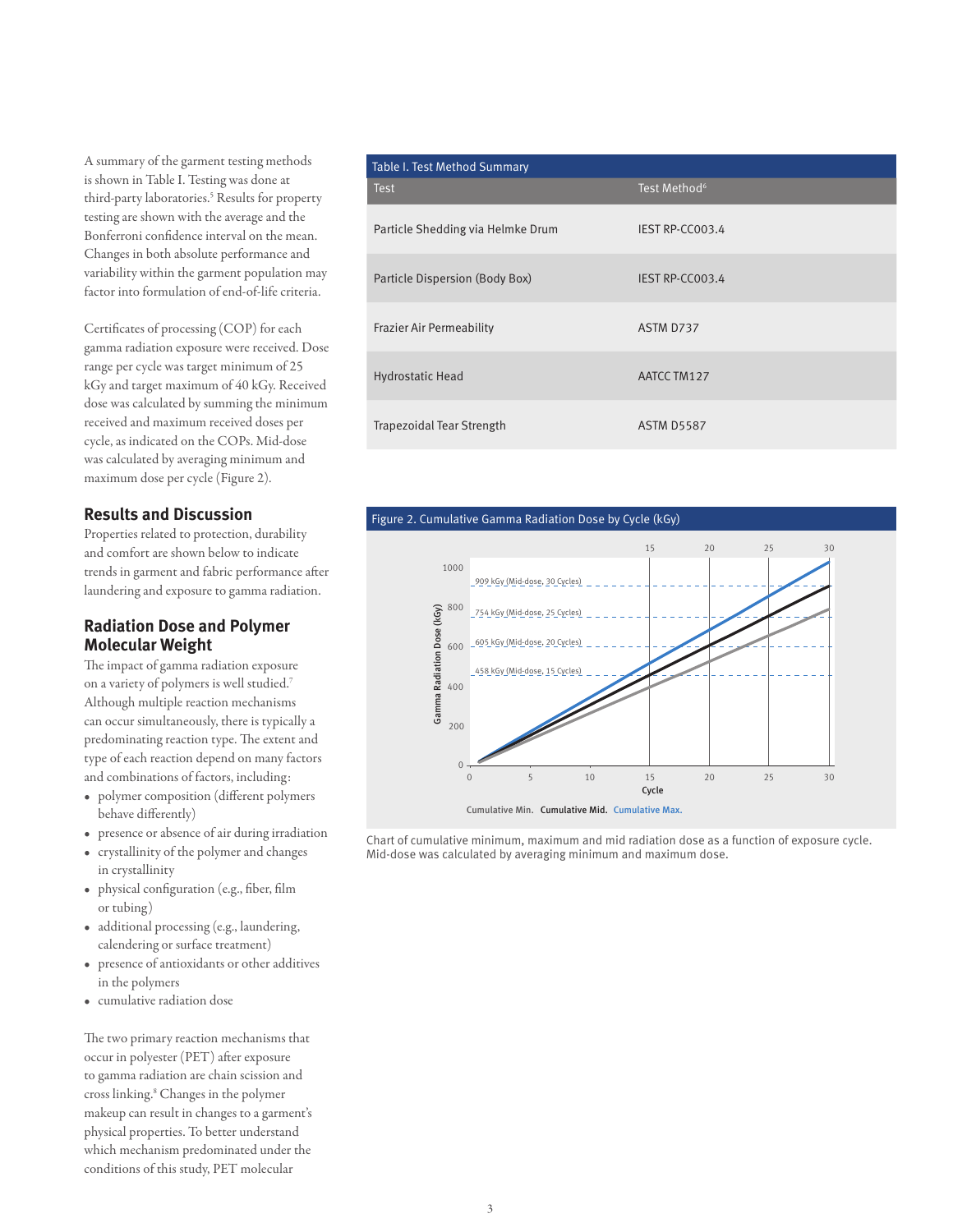A summary of the garment testing methods is shown in Table I. Testing was done at third-party laboratories.[5] Results for property testing are shown with the average and the Bonferroni confidence interval on the mean. Changes in both absolute performance and variability within the garment population may factor into formulation of end-of-life criteria.

Certificates of processing (COP) for each gamma radiation exposure were received. Dose range per cycle was target minimum of 25 kGy and target maximum of 40 kGy. Received dose was calculated by summing the minimum received and maximum received doses per cycle, as indicated on the COPs. Mid-dose was calculated by averaging minimum and maximum dose per cycle (Figure 2).

## Results and Discussion

Properties related to protection, durability and comfort are shown below to indicate trends in garment and fabric performance after laundering and exposure to gamma radiation.

## Radiation Dose and Polymer Molecular Weight

The impact of gamma radiation exposure on a variety of polymers is well studied.[7] Although multiple reaction mechanisms can occur simultaneously, there is typically a predominating reaction type. The extent and type of each reaction depend on many factors and combinations of factors, including:

- polymer composition (different polymers behave differently)
- presence or absence of air during irradiation
- crystallinity of the polymer and changes in crystallinity
- physical configuration (e.g., fiber, film or tubing)
- additional processing (e.g., laundering, calendering or surface treatment)
- presence of antioxidants or other additives in the polymers
- cumulative radiation dose

The two primary reaction mechanisms that occur in polyester (PET) after exposure to gamma radiation are chain scission and cross linking.[8] Changes in the polymer makeup can result in changes to a garment's physical properties. To better understand which mechanism predominated under the conditions of this study, PET molecular

Table I. Test Method Summary

| Test | Test Method[6] |
|---|---|
| Particle Shedding via Helmke Drum | IEST RP-CC003.4 |
| Particle Dispersion (Body Box) | IEST RP-CC003.4 |
| Frazier Air Permeability | ASTM D737 |
| Hydrostatic Head | AATCC TM127 |
| Trapezoidal Tear Strength | ASTM D5587 |

Figure 2. Cumulative Gamma Radiation Dose by Cycle (kGy)

Chart of cumulative minimum, maximum and mid radiation dose as a function of exposure cycle. Mid-dose was calculated by averaging minimum and maximum dose.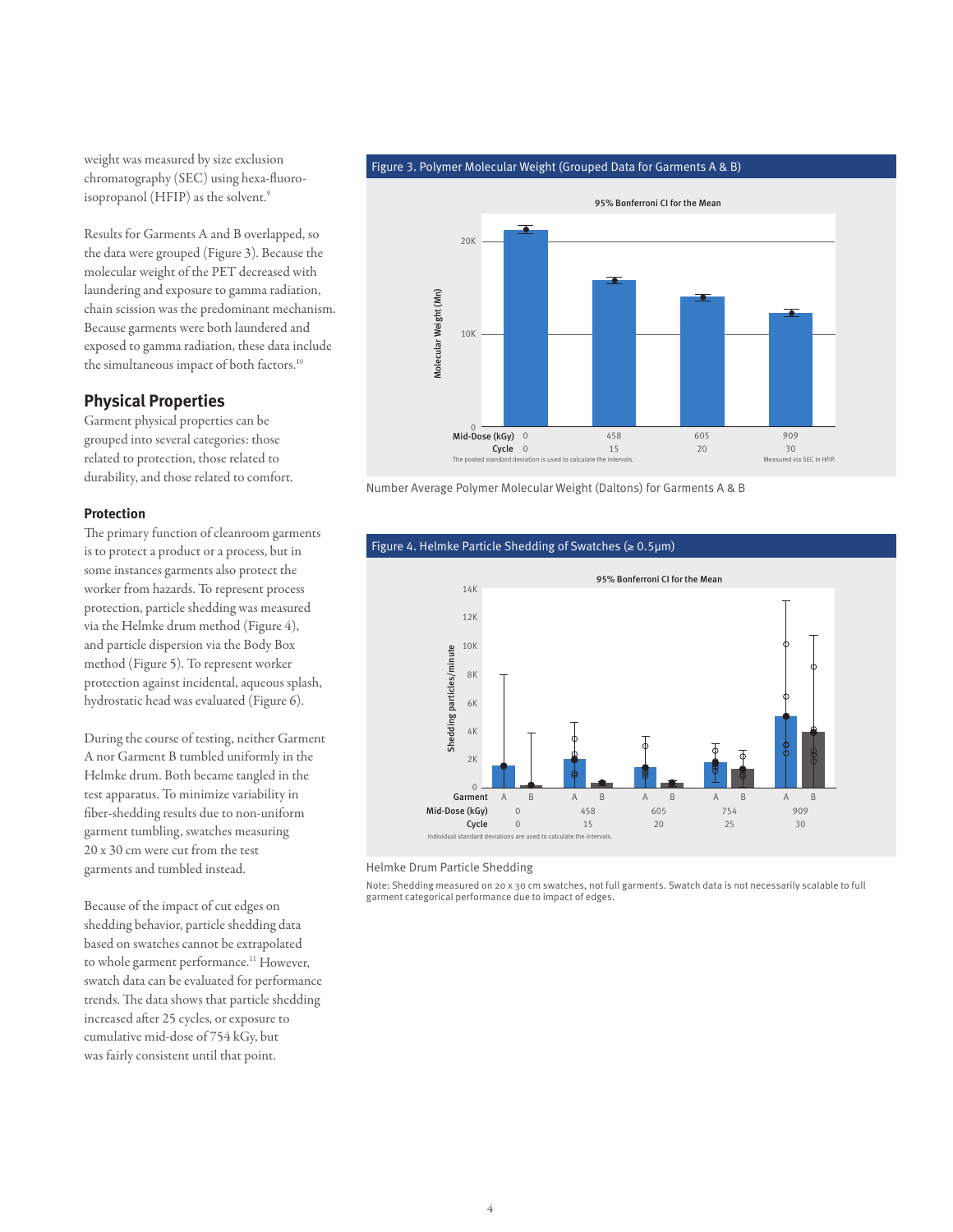weight was measured by size exclusion chromatography (SEC) using hexa-fluoro-isopropanol (HFIP) as the solvent.[9]

Results for Garments A and B overlapped, so the data were grouped (Figure 3). Because the molecular weight of the PET decreased with laundering and exposure to gamma radiation, chain scission was the predominant mechanism. Because garments were both laundered and exposed to gamma radiation, these data include the simultaneous impact of both factors.[10]

## Physical Properties

Garment physical properties can be grouped into several categories: those related to protection, those related to durability, and those related to comfort.

### Protection

The primary function of cleanroom garments is to protect a product or a process, but in some instances garments also protect the worker from hazards. To represent process protection, particle shedding was measured via the Helmke drum method (Figure 4), and particle dispersion via the Body Box method (Figure 5). To represent worker protection against incidental, aqueous splash, hydrostatic head was evaluated (Figure 6).

During the course of testing, neither Garment A nor Garment B tumbled uniformly in the Helmke drum. Both became tangled in the test apparatus. To minimize variability in fiber-shedding results due to non-uniform garment tumbling, swatches measuring 20 x 30 cm were cut from the test garments and tumbled instead.

Because of the impact of cut edges on shedding behavior, particle shedding data based on swatches cannot be extrapolated to whole garment performance.[11] However, swatch data can be evaluated for performance trends. The data shows that particle shedding increased after 25 cycles, or exposure to cumulative mid-dose of 754 kGy, but was fairly consistent until that point.

**Figure 3. Polymer Molecular Weight (Grouped Data for Garments A & B)**

Number Average Polymer Molecular Weight (Daltons) for Garments A & B

**Figure 4. Helmke Particle Shedding of Swatches (≥ 0.5µm)**

Helmke Drum Particle Shedding

Note: Shedding measured on 20 x 30 cm swatches, not full garments. Swatch data is not necessarily scalable to full garment categorical performance due to impact of edges.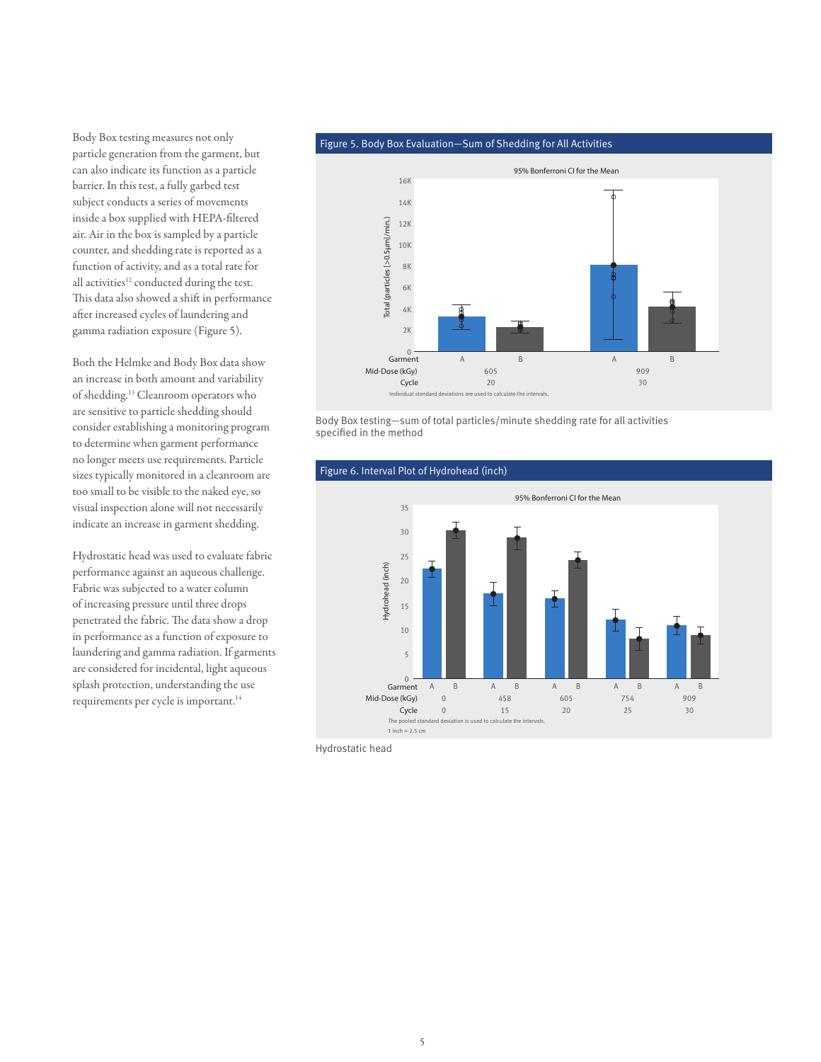Body Box testing measures not only particle generation from the garment, but can also indicate its function as a particle barrier. In this test, a fully garbed test subject conducts a series of movements inside a box supplied with HEPA-filtered air. Air in the box is sampled by a particle counter, and shedding rate is reported as a function of activity, and as a total rate for all activities[12] conducted during the test. This data also showed a shift in performance after increased cycles of laundering and gamma radiation exposure (Figure 5).

Both the Helmke and Body Box data show an increase in both amount and variability of shedding.[13] Cleanroom operators who are sensitive to particle shedding should consider establishing a monitoring program to determine when garment performance no longer meets use requirements. Particle sizes typically monitored in a cleanroom are too small to be visible to the naked eye, so visual inspection alone will not necessarily indicate an increase in garment shedding.

Hydrostatic head was used to evaluate fabric performance against an aqueous challenge. Fabric was subjected to a water column of increasing pressure until three drops penetrated the fabric. The data show a drop in performance as a function of exposure to laundering and gamma radiation. If garments are considered for incidental, light aqueous splash protection, understanding the use requirements per cycle is important.[14]

### Figure 5. Body Box Evaluation—Sum of Shedding for All Activities

95% Bonferroni CI for the Mean

| Garment | A | B | A | B |
|---|---|---|---|---|
| Mid-Dose (kGy) | 605 | | 909 | |
| Cycle | 20 | | 30 | |

Individual standard deviations are used to calculate the intervals.

Body Box testing—sum of total particles/minute shedding rate for all activities specified in the method

### Figure 6. Interval Plot of Hydrohead (inch)

95% Bonferroni CI for the Mean

| Garment | A | B | A | B | A | B | A | B | A | B |
|---|---|---|---|---|---|---|---|---|---|---|
| Mid-Dose (kGy) | 0 | | 458 | | 605 | | 754 | | 909 | |
| Cycle | 0 | | 15 | | 20 | | 25 | | 30 | |

The pooled standard deviation is used to calculate the intervals.
1 inch = 2.5 cm

Hydrostatic head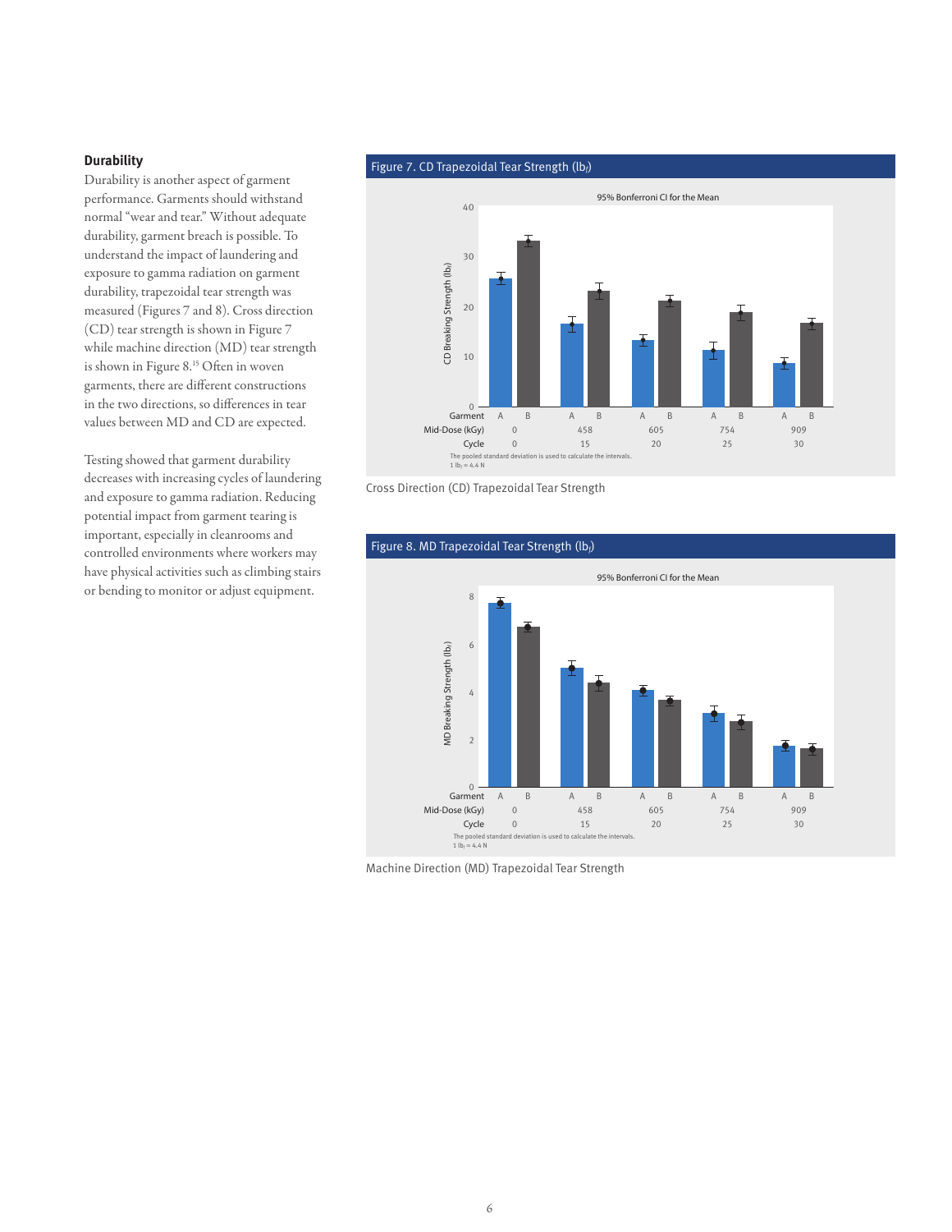## Durability

Durability is another aspect of garment performance. Garments should withstand normal "wear and tear." Without adequate durability, garment breach is possible. To understand the impact of laundering and exposure to gamma radiation on garment durability, trapezoidal tear strength was measured (Figures 7 and 8). Cross direction (CD) tear strength is shown in Figure 7 while machine direction (MD) tear strength is shown in Figure 8.[15] Often in woven garments, there are different constructions in the two directions, so differences in tear values between MD and CD are expected.

Testing showed that garment durability decreases with increasing cycles of laundering and exposure to gamma radiation. Reducing potential impact from garment tearing is important, especially in cleanrooms and controlled environments where workers may have physical activities such as climbing stairs or bending to monitor or adjust equipment.

Figure 7. CD Trapezoidal Tear Strength ($lb_f$)

95% Bonferroni CI for the Mean

| Garment | A | B | A | B | A | B | A | B | A | B |
|---|---|---|---|---|---|---|---|---|---|---|
| Mid-Dose (kGy) | 0 | | 458 | | 605 | | 754 | | 909 | |
| Cycle | 0 | | 15 | | 20 | | 25 | | 30 | |

The pooled standard deviation is used to calculate the intervals.
1 $lb_f$ = 4.4 N

Cross Direction (CD) Trapezoidal Tear Strength

Figure 8. MD Trapezoidal Tear Strength ($lb_f$)

95% Bonferroni CI for the Mean

| Garment | A | B | A | B | A | B | A | B | A | B |
|---|---|---|---|---|---|---|---|---|---|---|
| Mid-Dose (kGy) | 0 | | 458 | | 605 | | 754 | | 909 | |
| Cycle | 0 | | 15 | | 20 | | 25 | | 30 | |

The pooled standard deviation is used to calculate the intervals.
1 $lb_f$ = 4.4 N

Machine Direction (MD) Trapezoidal Tear Strength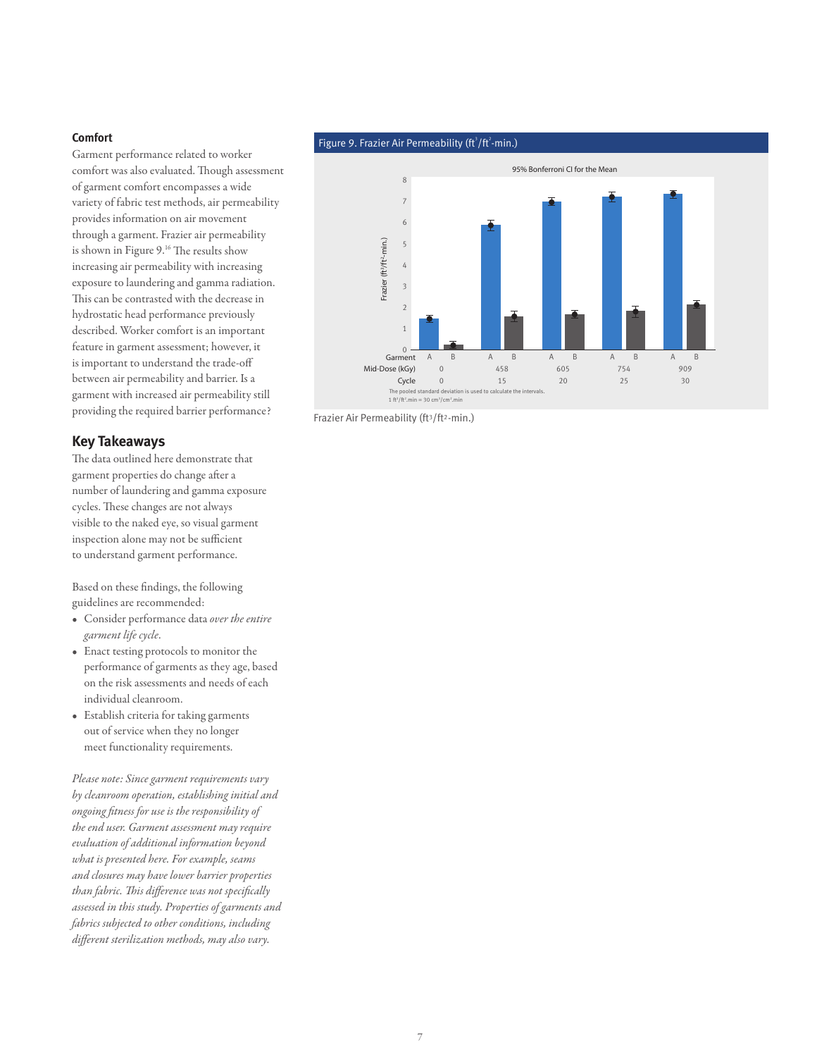### Comfort

Garment performance related to worker comfort was also evaluated. Though assessment of garment comfort encompasses a wide variety of fabric test methods, air permeability provides information on air movement through a garment. Frazier air permeability is shown in Figure 9.[16] The results show increasing air permeability with increasing exposure to laundering and gamma radiation. This can be contrasted with the decrease in hydrostatic head performance previously described. Worker comfort is an important feature in garment assessment; however, it is important to understand the trade-off between air permeability and barrier. Is a garment with increased air permeability still providing the required barrier performance?

**Figure 9. Frazier Air Permeability ($ft^3/ft^2$-min.)**

95% Bonferroni CI for the Mean

| Garment | A | B | A | B | A | B | A | B | A | B |
|---|---|---|---|---|---|---|---|---|---|---|
| Mid-Dose (kGy) | 0 | | 458 | | 605 | | 754 | | 909 | |
| Cycle | 0 | | 15 | | 20 | | 25 | | 30 | |

The pooled standard deviation is used to calculate the intervals.
1 $ft^3/ft^2$.min = 30 $cm^3/cm^2$.min

Frazier Air Permeability ($ft^3/ft^2$-min.)

## Key Takeaways

The data outlined here demonstrate that garment properties do change after a number of laundering and gamma exposure cycles. These changes are not always visible to the naked eye, so visual garment inspection alone may not be sufficient to understand garment performance.

Based on these findings, the following guidelines are recommended:

- Consider performance data *over the entire garment life cycle*.
- Enact testing protocols to monitor the performance of garments as they age, based on the risk assessments and needs of each individual cleanroom.
- Establish criteria for taking garments out of service when they no longer meet functionality requirements.

*Please note: Since garment requirements vary by cleanroom operation, establishing initial and ongoing fitness for use is the responsibility of the end user. Garment assessment may require evaluation of additional information beyond what is presented here. For example, seams and closures may have lower barrier properties than fabric. This difference was not specifically assessed in this study. Properties of garments and fabrics subjected to other conditions, including different sterilization methods, may also vary.*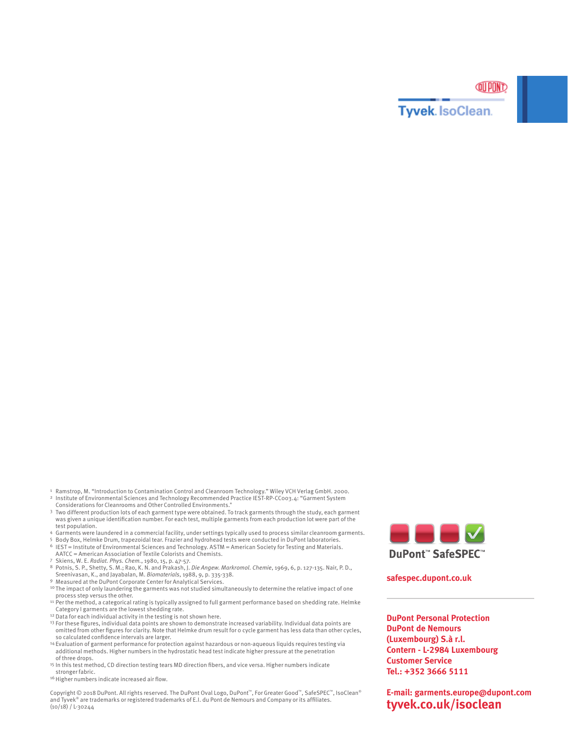Tyvek. IsoClean.

[1] Ramstrop, M. "Introduction to Contamination Control and Cleanroom Technology." Wiley VCH Verlag GmbH. 2000.
[2] Institute of Environmental Sciences and Technology Recommended Practice IEST-RP-CC003.4: "Garment System Considerations for Cleanrooms and Other Controlled Environments."
[3] Two different production lots of each garment type were obtained. To track garments through the study, each garment was given a unique identification number. For each test, multiple garments from each production lot were part of the test population.
[4] Garments were laundered in a commercial facility, under settings typically used to process similar cleanroom garments.
[5] Body Box, Helmke Drum, trapezoidal tear. Frazier and hydrohead tests were conducted in DuPont laboratories.
[6] IEST = Institute of Environmental Sciences and Technology. ASTM = American Society for Testing and Materials. AATCC = American Association of Textile Colorists and Chemists.
[7] Skiens, W. E. *Radiat. Phys. Chem.*, 1980, 15, p. 47-57.
[8] Potnis, S. P., Shetty, S. M.; Rao, K. N. and Prakash, J. *Die Angew. Markromol. Chemie*, 1969, 6, p. 127-135. Nair, P. D., Sreenivasan, K., and Jayabalan, M. *Biomaterials*, 1988, 9, p. 335-338.
[9] Measured at the DuPont Corporate Center for Analytical Services.
[10] The impact of only laundering the garments was not studied simultaneously to determine the relative impact of one process step versus the other.
[11] Per the method, a categorical rating is typically assigned to full garment performance based on shedding rate. Helmke Category I garments are the lowest shedding rate.
[12] Data for each individual activity in the testing is not shown here.
[13] For these figures, individual data points are shown to demonstrate increased variability. Individual data points are omitted from other figures for clarity. Note that Helmke drum result for 0 cycle garment has less data than other cycles, so calculated confidence intervals are larger.
[14] Evaluation of garment performance for protection against hazardous or non-aqueous liquids requires testing via additional methods. Higher numbers in the hydrostatic head test indicate higher pressure at the penetration of three drops.
[15] In this test method, CD direction testing tears MD direction fibers, and vice versa. Higher numbers indicate stronger fabric.
[16] Higher numbers indicate increased air flow.

Copyright © 2018 DuPont. All rights reserved. The DuPont Oval Logo, DuPont™, For Greater Good™, SafeSPEC™, IsoClean® and Tyvek® are trademarks or registered trademarks of E.I. du Pont de Nemours and Company or its affiliates.
(10/18) / L-30244

DuPont™ SafeSPEC™

**safespec.dupont.co.uk**

**DuPont Personal Protection**
**DuPont de Nemours (Luxembourg) S.à r.l.**
**Contern - L-2984 Luxembourg**
**Customer Service**
**Tel.: +352 3666 5111**

**E-mail: garments.europe@dupont.com**
**tyvek.co.uk/isoclean**